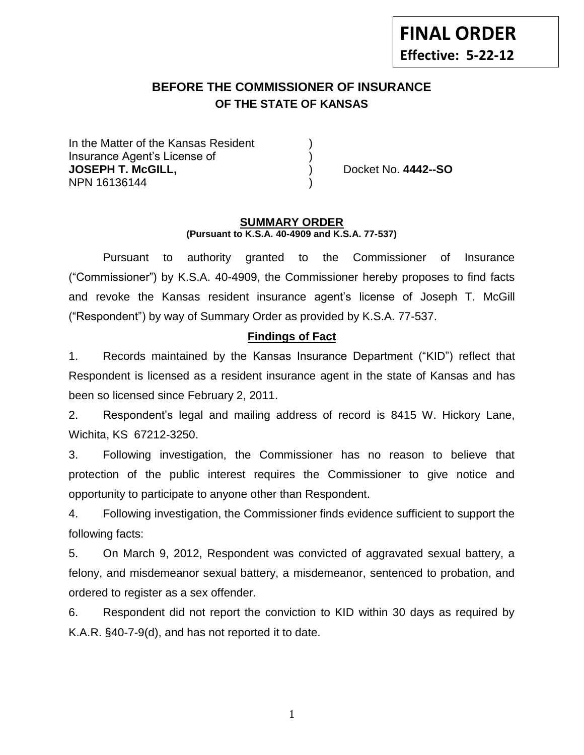**FINAL ORDER**
**Effective: 5-22-12**

## BEFORE THE COMMISSIONER OF INSURANCE
### OF THE STATE OF KANSAS

In the Matter of the Kansas Resident )
Insurance Agent's License of )
**JOSEPH T. McGILL,** ) Docket No. **4442--SO**
NPN 16136144 )

**SUMMARY ORDER**
**(Pursuant to K.S.A. 40-4909 and K.S.A. 77-537)**

Pursuant to authority granted to the Commissioner of Insurance ("Commissioner") by K.S.A. 40-4909, the Commissioner hereby proposes to find facts and revoke the Kansas resident insurance agent's license of Joseph T. McGill ("Respondent") by way of Summary Order as provided by K.S.A. 77-537.

**Findings of Fact**

1. Records maintained by the Kansas Insurance Department ("KID") reflect that Respondent is licensed as a resident insurance agent in the state of Kansas and has been so licensed since February 2, 2011.

2. Respondent's legal and mailing address of record is 8415 W. Hickory Lane, Wichita, KS 67212-3250.

3. Following investigation, the Commissioner has no reason to believe that protection of the public interest requires the Commissioner to give notice and opportunity to participate to anyone other than Respondent.

4. Following investigation, the Commissioner finds evidence sufficient to support the following facts:

5. On March 9, 2012, Respondent was convicted of aggravated sexual battery, a felony, and misdemeanor sexual battery, a misdemeanor, sentenced to probation, and ordered to register as a sex offender.

6. Respondent did not report the conviction to KID within 30 days as required by K.A.R. §40-7-9(d), and has not reported it to date.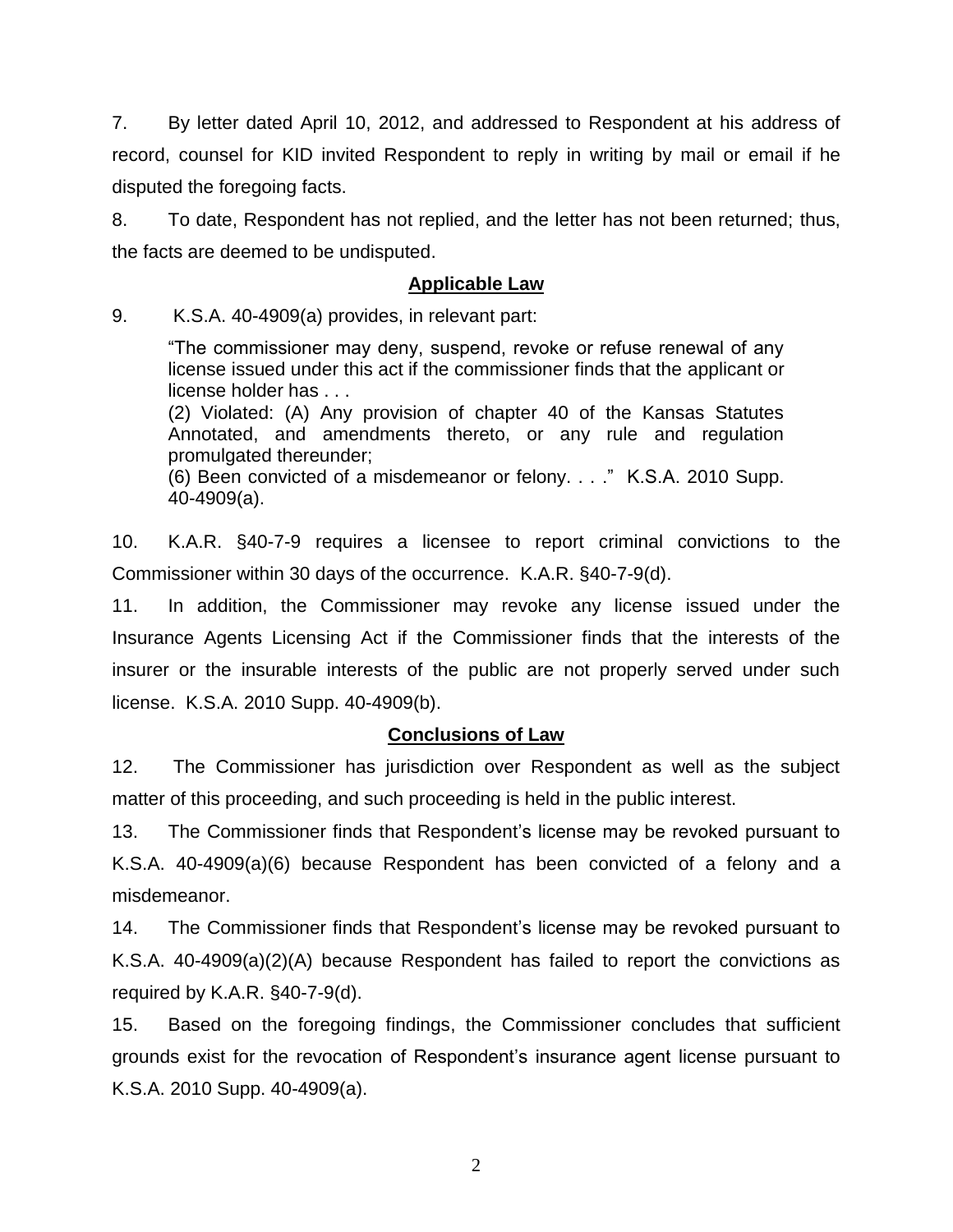7. By letter dated April 10, 2012, and addressed to Respondent at his address of record, counsel for KID invited Respondent to reply in writing by mail or email if he disputed the foregoing facts.

8. To date, Respondent has not replied, and the letter has not been returned; thus, the facts are deemed to be undisputed.

## Applicable Law

9. K.S.A. 40-4909(a) provides, in relevant part:

> "The commissioner may deny, suspend, revoke or refuse renewal of any license issued under this act if the commissioner finds that the applicant or license holder has . . .
> (2) Violated: (A) Any provision of chapter 40 of the Kansas Statutes Annotated, and amendments thereto, or any rule and regulation promulgated thereunder;
> (6) Been convicted of a misdemeanor or felony. . . ." K.S.A. 2010 Supp. 40-4909(a).

10. K.A.R. §40-7-9 requires a licensee to report criminal convictions to the Commissioner within 30 days of the occurrence. K.A.R. §40-7-9(d).

11. In addition, the Commissioner may revoke any license issued under the Insurance Agents Licensing Act if the Commissioner finds that the interests of the insurer or the insurable interests of the public are not properly served under such license. K.S.A. 2010 Supp. 40-4909(b).

## Conclusions of Law

12. The Commissioner has jurisdiction over Respondent as well as the subject matter of this proceeding, and such proceeding is held in the public interest.

13. The Commissioner finds that Respondent's license may be revoked pursuant to K.S.A. 40-4909(a)(6) because Respondent has been convicted of a felony and a misdemeanor.

14. The Commissioner finds that Respondent's license may be revoked pursuant to K.S.A. 40-4909(a)(2)(A) because Respondent has failed to report the convictions as required by K.A.R. §40-7-9(d).

15. Based on the foregoing findings, the Commissioner concludes that sufficient grounds exist for the revocation of Respondent's insurance agent license pursuant to K.S.A. 2010 Supp. 40-4909(a).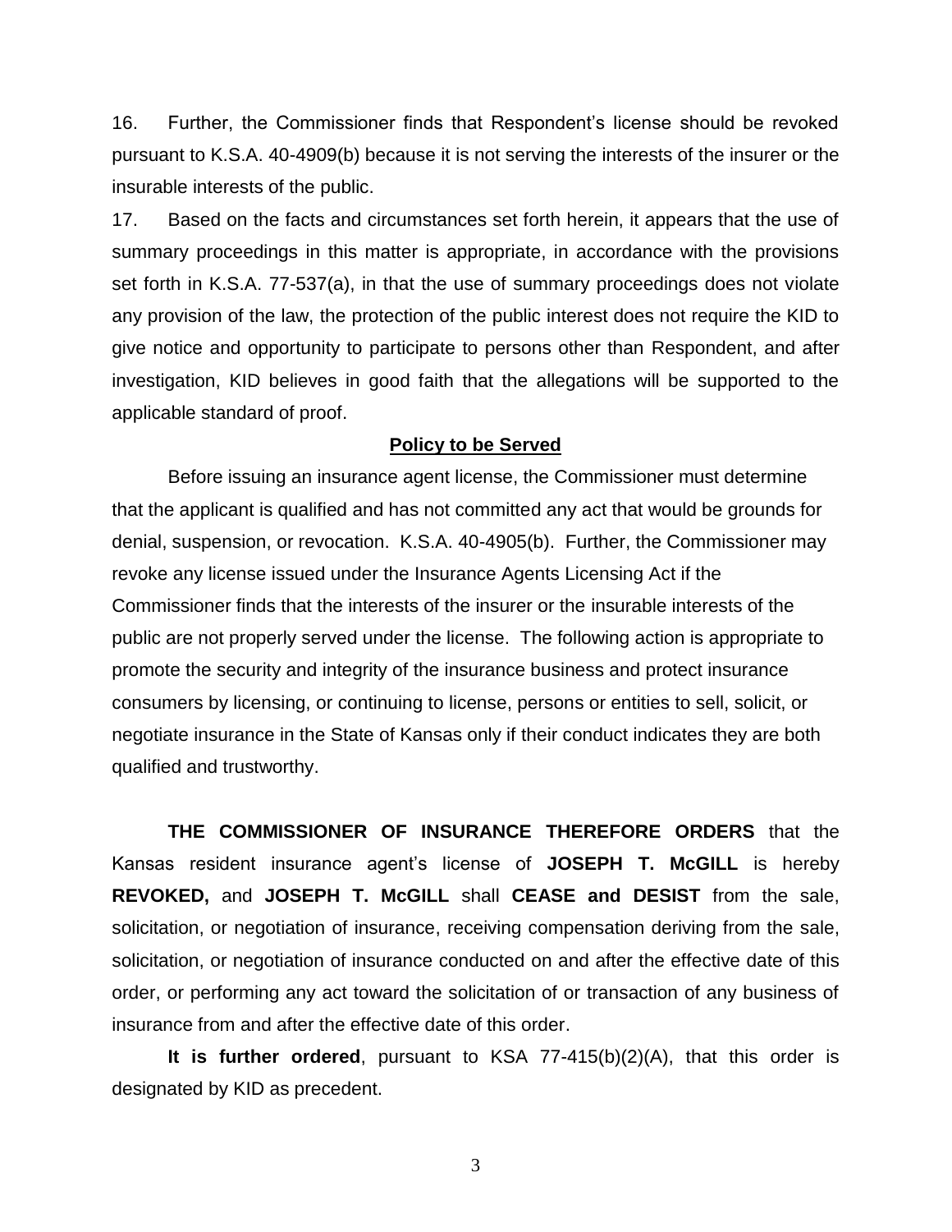16. Further, the Commissioner finds that Respondent's license should be revoked pursuant to K.S.A. 40-4909(b) because it is not serving the interests of the insurer or the insurable interests of the public.

17. Based on the facts and circumstances set forth herein, it appears that the use of summary proceedings in this matter is appropriate, in accordance with the provisions set forth in K.S.A. 77-537(a), in that the use of summary proceedings does not violate any provision of the law, the protection of the public interest does not require the KID to give notice and opportunity to participate to persons other than Respondent, and after investigation, KID believes in good faith that the allegations will be supported to the applicable standard of proof.

## Policy to be Served

Before issuing an insurance agent license, the Commissioner must determine that the applicant is qualified and has not committed any act that would be grounds for denial, suspension, or revocation. K.S.A. 40-4905(b). Further, the Commissioner may revoke any license issued under the Insurance Agents Licensing Act if the Commissioner finds that the interests of the insurer or the insurable interests of the public are not properly served under the license. The following action is appropriate to promote the security and integrity of the insurance business and protect insurance consumers by licensing, or continuing to license, persons or entities to sell, solicit, or negotiate insurance in the State of Kansas only if their conduct indicates they are both qualified and trustworthy.

**THE COMMISSIONER OF INSURANCE THEREFORE ORDERS** that the Kansas resident insurance agent's license of **JOSEPH T. McGILL** is hereby **REVOKED,** and **JOSEPH T. McGILL** shall **CEASE and DESIST** from the sale, solicitation, or negotiation of insurance, receiving compensation deriving from the sale, solicitation, or negotiation of insurance conducted on and after the effective date of this order, or performing any act toward the solicitation of or transaction of any business of insurance from and after the effective date of this order.

**It is further ordered**, pursuant to KSA 77-415(b)(2)(A), that this order is designated by KID as precedent.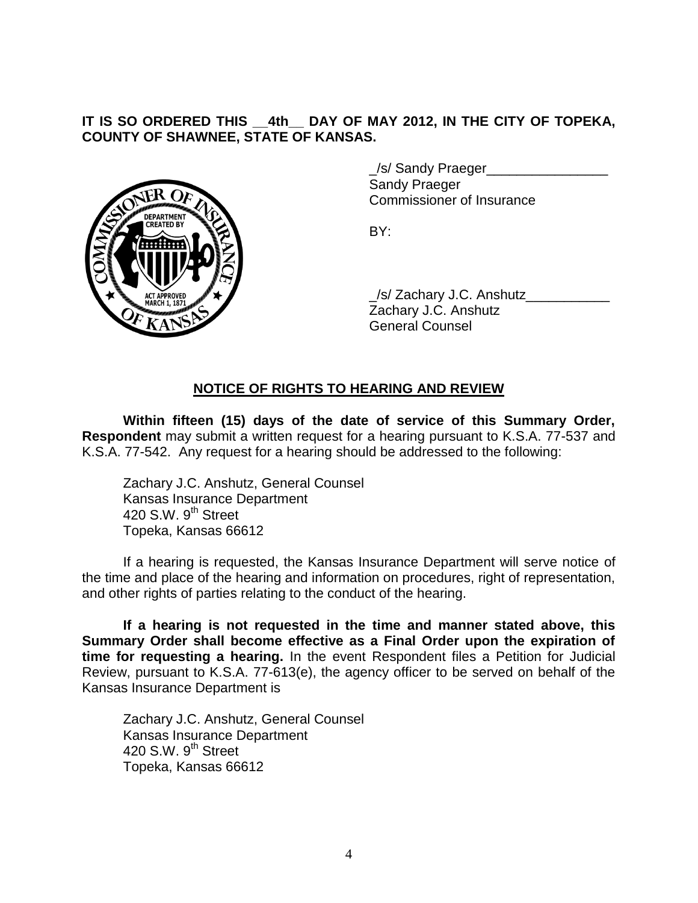**IT IS SO ORDERED THIS __4th__ DAY OF MAY 2012, IN THE CITY OF TOPEKA, COUNTY OF SHAWNEE, STATE OF KANSAS.**

_/s/ Sandy Praeger________________
Sandy Praeger
Commissioner of Insurance

BY:

_/s/ Zachary J.C. Anshutz___________
Zachary J.C. Anshutz
General Counsel

## NOTICE OF RIGHTS TO HEARING AND REVIEW

**Within fifteen (15) days of the date of service of this Summary Order, Respondent** may submit a written request for a hearing pursuant to K.S.A. 77-537 and K.S.A. 77-542. Any request for a hearing should be addressed to the following:

Zachary J.C. Anshutz, General Counsel
Kansas Insurance Department
420 S.W. 9th Street
Topeka, Kansas 66612

If a hearing is requested, the Kansas Insurance Department will serve notice of the time and place of the hearing and information on procedures, right of representation, and other rights of parties relating to the conduct of the hearing.

**If a hearing is not requested in the time and manner stated above, this Summary Order shall become effective as a Final Order upon the expiration of time for requesting a hearing.** In the event Respondent files a Petition for Judicial Review, pursuant to K.S.A. 77-613(e), the agency officer to be served on behalf of the Kansas Insurance Department is

Zachary J.C. Anshutz, General Counsel
Kansas Insurance Department
420 S.W. 9th Street
Topeka, Kansas 66612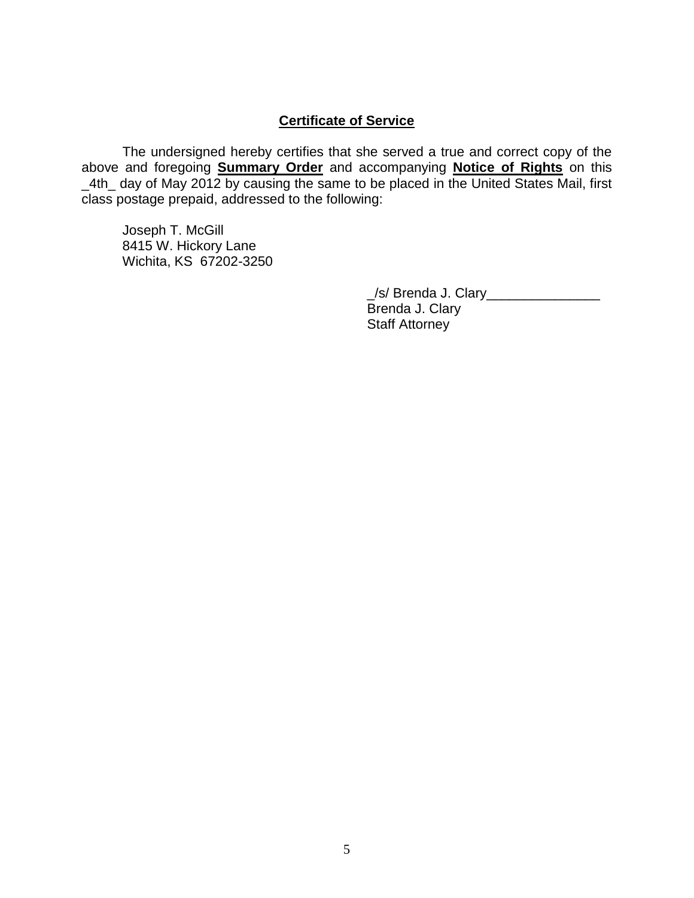**Certificate of Service**

The undersigned hereby certifies that she served a true and correct copy of the above and foregoing **Summary Order** and accompanying **Notice of Rights** on this _4th_ day of May 2012 by causing the same to be placed in the United States Mail, first class postage prepaid, addressed to the following:

Joseph T. McGill  
8415 W. Hickory Lane  
Wichita, KS 67202-3250

_/s/ Brenda J. Clary_______________  
Brenda J. Clary  
Staff Attorney